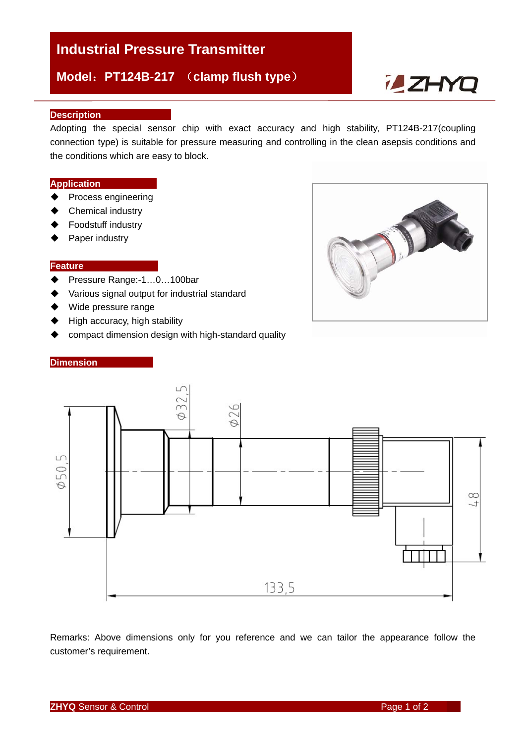# Industrial Pressure Transmitter

## Model：PT124B-217 （clamp flush type）

ZHYQ

### Description

Adopting the special sensor chip with exact accuracy and high stability, PT124B-217(coupling connection type) is suitable for pressure measuring and controlling in the clean asepsis conditions and the conditions which are easy to block.

### Application

- Process engineering
- Chemical industry
- Foodstuff industry
- Paper industry

### Feature

- Pressure Range:-1…0…100bar
- Various signal output for industrial standard
- Wide pressure range
- High accuracy, high stability
- compact dimension design with high-standard quality

### Dimension

ϕ32,5 ϕ26 ϕ50,5 48 133,5

Remarks: Above dimensions only for you reference and we can tailor the appearance follow the customer's requirement.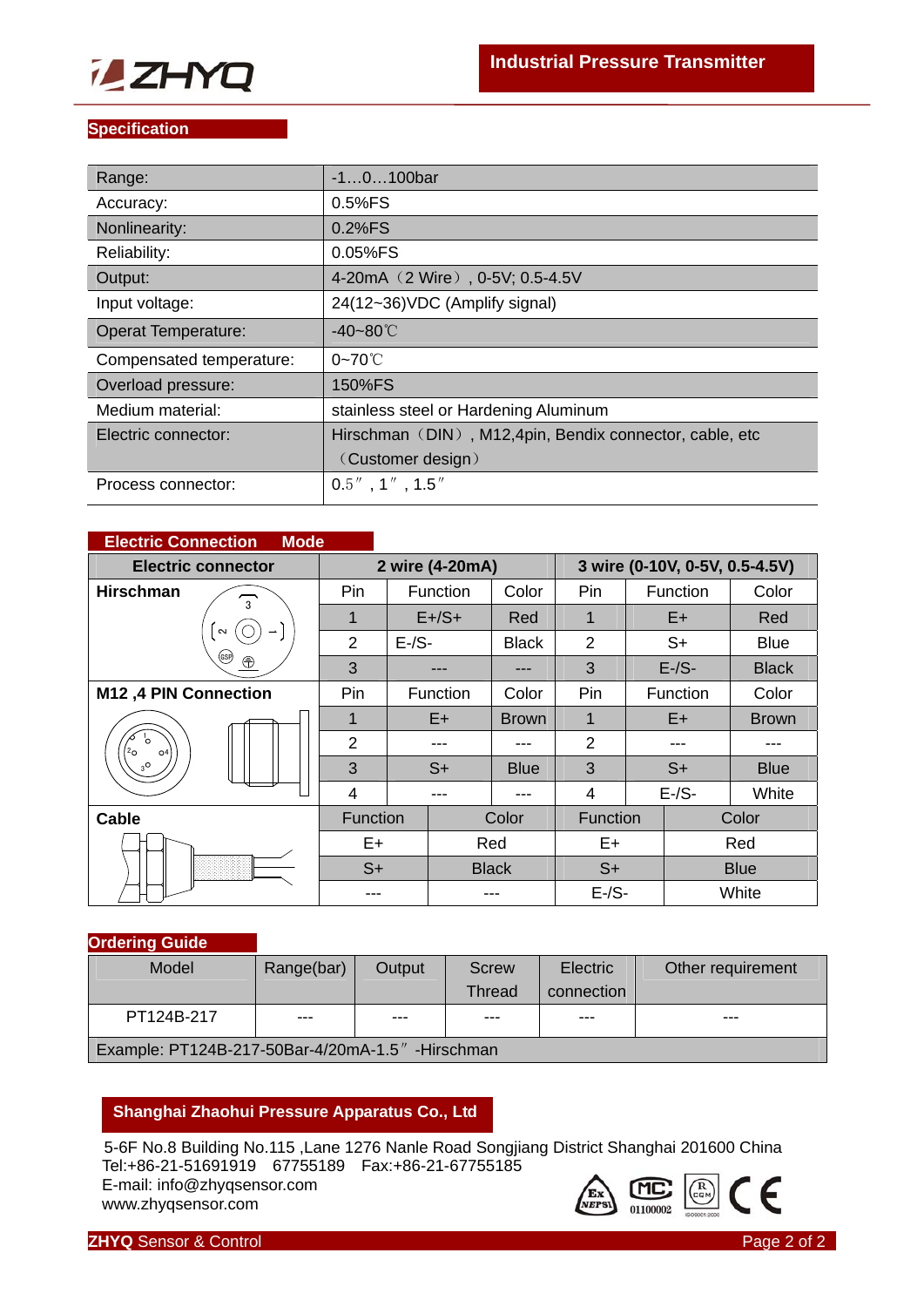## Industrial Pressure Transmitter

### Specification

| | |
|---|---|
| Range: | -1…0…100bar |
| Accuracy: | 0.5%FS |
| Nonlinearity: | 0.2%FS |
| Reliability: | 0.05%FS |
| Output: | 4-20mA（2 Wire）, 0-5V; 0.5-4.5V |
| Input voltage: | 24(12~36)VDC (Amplify signal) |
| Operat Temperature: | -40~80℃ |
| Compensated temperature: | 0~70℃ |
| Overload pressure: | 150%FS |
| Medium material: | stainless steel or Hardening Aluminum |
| Electric connector: | Hirschman（DIN）, M12,4pin, Bendix connector, cable, etc（Customer design） |
| Process connector: | 0.5″, 1″, 1.5″ |

### Electric Connection Mode

| Electric connector | 2 wire (4-20mA) | | | 3 wire (0-10V, 0-5V, 0.5-4.5V) | | |
|---|---|---|---|---|---|---|
| **Hirschman** | Pin | Function | Color | Pin | Function | Color |
| | 1 | E+/S+ | Red | 1 | E+ | Red |
| | 2 | E-/S- | Black | 2 | S+ | Blue |
| | 3 | --- | --- | 3 | E-/S- | Black |
| **M12 ,4 PIN Connection** | Pin | Function | Color | Pin | Function | Color |
| | 1 | E+ | Brown | 1 | E+ | Brown |
| | 2 | --- | --- | 2 | --- | --- |
| | 3 | S+ | Blue | 3 | S+ | Blue |
| | 4 | --- | --- | 4 | E-/S- | White |
| **Cable** | Function | Color | | Function | Color | |
| | E+ | Red | | E+ | Red | |
| | S+ | Black | | S+ | Blue | |
| | --- | --- | | E-/S- | White | |

### Ordering Guide

| Model | Range(bar) | Output | Screw Thread | Electric connection | Other requirement |
|---|---|---|---|---|---|
| PT124B-217 | --- | --- | --- | --- | --- |

Example: PT124B-217-50Bar-4/20mA-1.5″ -Hirschman

**Shanghai Zhaohui Pressure Apparatus Co., Ltd**

5-6F No.8 Building No.115 ,Lane 1276 Nanle Road Songjiang District Shanghai 201600 China
Tel:+86-21-51691919 67755189 Fax:+86-21-67755185
E-mail: info@zhyqsensor.com
www.zhyqsensor.com